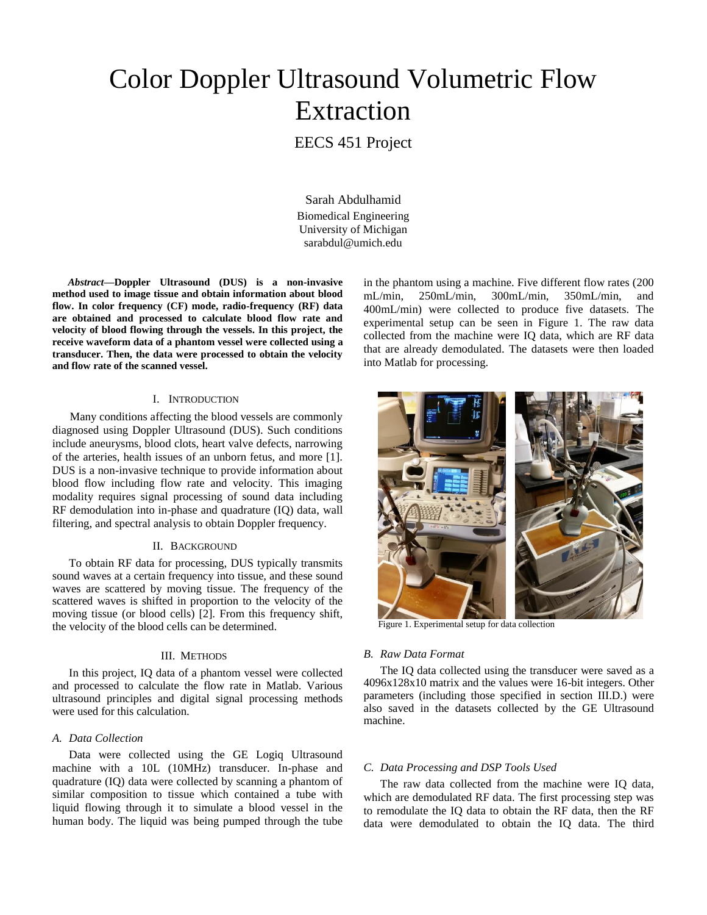# Color Doppler Ultrasound Volumetric Flow Extraction

EECS 451 Project

Sarah Abdulhamid
Biomedical Engineering
University of Michigan
sarabdul@umich.edu

***Abstract*—Doppler Ultrasound (DUS) is a non-invasive method used to image tissue and obtain information about blood flow. In color frequency (CF) mode, radio-frequency (RF) data are obtained and processed to calculate blood flow rate and velocity of blood flowing through the vessels. In this project, the receive waveform data of a phantom vessel were collected using a transducer. Then, the data were processed to obtain the velocity and flow rate of the scanned vessel.**

## I. Introduction

Many conditions affecting the blood vessels are commonly diagnosed using Doppler Ultrasound (DUS). Such conditions include aneurysms, blood clots, heart valve defects, narrowing of the arteries, health issues of an unborn fetus, and more [1]. DUS is a non-invasive technique to provide information about blood flow including flow rate and velocity. This imaging modality requires signal processing of sound data including RF demodulation into in-phase and quadrature (IQ) data, wall filtering, and spectral analysis to obtain Doppler frequency.

## II. Background

To obtain RF data for processing, DUS typically transmits sound waves at a certain frequency into tissue, and these sound waves are scattered by moving tissue. The frequency of the scattered waves is shifted in proportion to the velocity of the moving tissue (or blood cells) [2]. From this frequency shift, the velocity of the blood cells can be determined.

## III. Methods

In this project, IQ data of a phantom vessel were collected and processed to calculate the flow rate in Matlab. Various ultrasound principles and digital signal processing methods were used for this calculation.

### A. Data Collection

Data were collected using the GE Logiq Ultrasound machine with a 10L (10MHz) transducer. In-phase and quadrature (IQ) data were collected by scanning a phantom of similar composition to tissue which contained a tube with liquid flowing through it to simulate a blood vessel in the human body. The liquid was being pumped through the tube in the phantom using a machine. Five different flow rates (200 mL/min, 250mL/min, 300mL/min, 350mL/min, and 400mL/min) were collected to produce five datasets. The experimental setup can be seen in Figure 1. The raw data collected from the machine were IQ data, which are RF data that are already demodulated. The datasets were then loaded into Matlab for processing.

Figure 1. Experimental setup for data collection

### B. Raw Data Format

The IQ data collected using the transducer were saved as a 4096x128x10 matrix and the values were 16-bit integers. Other parameters (including those specified in section III.D.) were also saved in the datasets collected by the GE Ultrasound machine.

### C. Data Processing and DSP Tools Used

The raw data collected from the machine were IQ data, which are demodulated RF data. The first processing step was to remodulate the IQ data to obtain the RF data, then the RF data were demodulated to obtain the IQ data. The third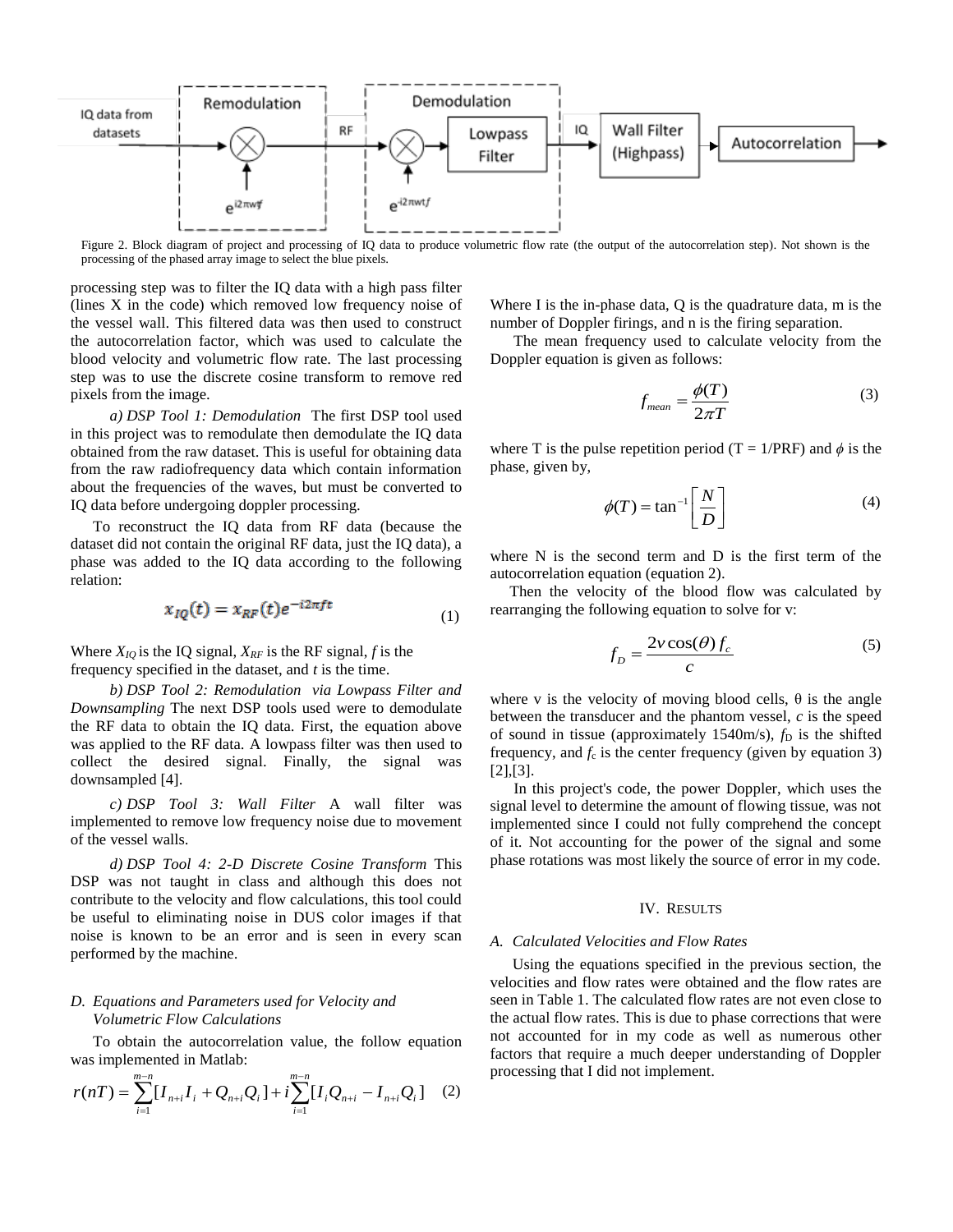Figure 2. Block diagram of project and processing of IQ data to produce volumetric flow rate (the output of the autocorrelation step). Not shown is the processing of the phased array image to select the blue pixels.

processing step was to filter the IQ data with a high pass filter (lines X in the code) which removed low frequency noise of the vessel wall. This filtered data was then used to construct the autocorrelation factor, which was used to calculate the blood velocity and volumetric flow rate. The last processing step was to use the discrete cosine transform to remove red pixels from the image.

*a) DSP Tool 1: Demodulation* The first DSP tool used in this project was to remodulate then demodulate the IQ data obtained from the raw dataset. This is useful for obtaining data from the raw radiofrequency data which contain information about the frequencies of the waves, but must be converted to IQ data before undergoing doppler processing.

To reconstruct the IQ data from RF data (because the dataset did not contain the original RF data, just the IQ data), a phase was added to the IQ data according to the following relation:

$$x_{IQ}(t) = x_{RF}(t)e^{-i2\pi ft} \tag{1}$$

Where $X_{IQ}$ is the IQ signal, $X_{RF}$ is the RF signal, $f$ is the frequency specified in the dataset, and $t$ is the time.

*b) DSP Tool 2: Remodulation via Lowpass Filter and Downsampling* The next DSP tools used were to demodulate the RF data to obtain the IQ data. First, the equation above was applied to the RF data. A lowpass filter was then used to collect the desired signal. Finally, the signal was downsampled [4].

*c) DSP Tool 3: Wall Filter* A wall filter was implemented to remove low frequency noise due to movement of the vessel walls.

*d) DSP Tool 4: 2-D Discrete Cosine Transform* This DSP was not taught in class and although this does not contribute to the velocity and flow calculations, this tool could be useful to eliminating noise in DUS color images if that noise is known to be an error and is seen in every scan performed by the machine.

### D. Equations and Parameters used for Velocity and Volumetric Flow Calculations

To obtain the autocorrelation value, the follow equation was implemented in Matlab:

$$r(nT) = \sum_{i=1}^{m-n}[I_{n+i}I_i + Q_{n+i}Q_i] + i\sum_{i=1}^{m-n}[I_iQ_{n+i} - I_{n+i}Q_i] \tag{2}$$

Where I is the in-phase data, Q is the quadrature data, m is the number of Doppler firings, and n is the firing separation.

The mean frequency used to calculate velocity from the Doppler equation is given as follows:

$$f_{mean} = \frac{\phi(T)}{2\pi T} \tag{3}$$

where T is the pulse repetition period (T = 1/PRF) and $\phi$ is the phase, given by,

$$\phi(T) = \tan^{-1}\left[\frac{N}{D}\right] \tag{4}$$

where N is the second term and D is the first term of the autocorrelation equation (equation 2).

Then the velocity of the blood flow was calculated by rearranging the following equation to solve for v:

$$f_D = \frac{2v\cos(\theta)f_c}{c} \tag{5}$$

where v is the velocity of moving blood cells, θ is the angle between the transducer and the phantom vessel, $c$ is the speed of sound in tissue (approximately 1540m/s), $f_D$ is the shifted frequency, and $f_c$ is the center frequency (given by equation 3) [2],[3].

In this project's code, the power Doppler, which uses the signal level to determine the amount of flowing tissue, was not implemented since I could not fully comprehend the concept of it. Not accounting for the power of the signal and some phase rotations was most likely the source of error in my code.

## IV. Results

### A. Calculated Velocities and Flow Rates

Using the equations specified in the previous section, the velocities and flow rates were obtained and the flow rates are seen in Table 1. The calculated flow rates are not even close to the actual flow rates. This is due to phase corrections that were not accounted for in my code as well as numerous other factors that require a much deeper understanding of Doppler processing that I did not implement.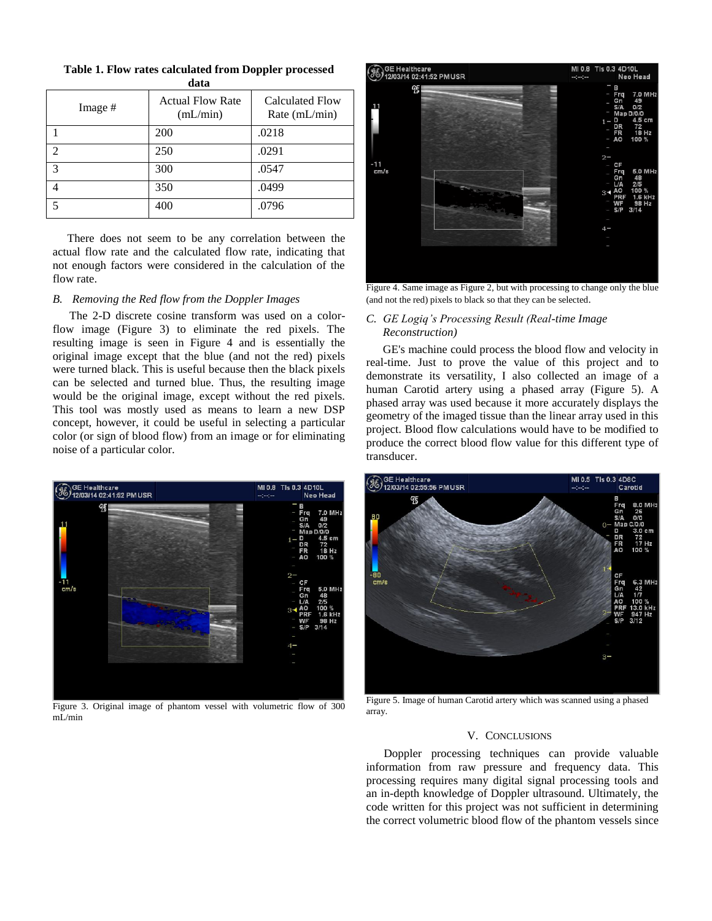**Table 1. Flow rates calculated from Doppler processed data**

| Image # | Actual Flow Rate (mL/min) | Calculated Flow Rate (mL/min) |
|---|---|---|
| 1 | 200 | .0218 |
| 2 | 250 | .0291 |
| 3 | 300 | .0547 |
| 4 | 350 | .0499 |
| 5 | 400 | .0796 |

There does not seem to be any correlation between the actual flow rate and the calculated flow rate, indicating that not enough factors were considered in the calculation of the flow rate.

### *B. Removing the Red flow from the Doppler Images*

The 2-D discrete cosine transform was used on a color-flow image (Figure 3) to eliminate the red pixels. The resulting image is seen in Figure 4 and is essentially the original image except that the blue (and not the red) pixels were turned black. This is useful because then the black pixels can be selected and turned blue. Thus, the resulting image would be the original image, except without the red pixels. This tool was mostly used as means to learn a new DSP concept, however, it could be useful in selecting a particular color (or sign of blood flow) from an image or for eliminating noise of a particular color.

Figure 3. Original image of phantom vessel with volumetric flow of 300 mL/min

Figure 4. Same image as Figure 2, but with processing to change only the blue (and not the red) pixels to black so that they can be selected.

### *C. GE Logiq's Processing Result (Real-time Image Reconstruction)*

GE's machine could process the blood flow and velocity in real-time. Just to prove the value of this project and to demonstrate its versatility, I also collected an image of a human Carotid artery using a phased array (Figure 5). A phased array was used because it more accurately displays the geometry of the imaged tissue than the linear array used in this project. Blood flow calculations would have to be modified to produce the correct blood flow value for this different type of transducer.

Figure 5. Image of human Carotid artery which was scanned using a phased array.

## V. Conclusions

Doppler processing techniques can provide valuable information from raw pressure and frequency data. This processing requires many digital signal processing tools and an in-depth knowledge of Doppler ultrasound. Ultimately, the code written for this project was not sufficient in determining the correct volumetric blood flow of the phantom vessels since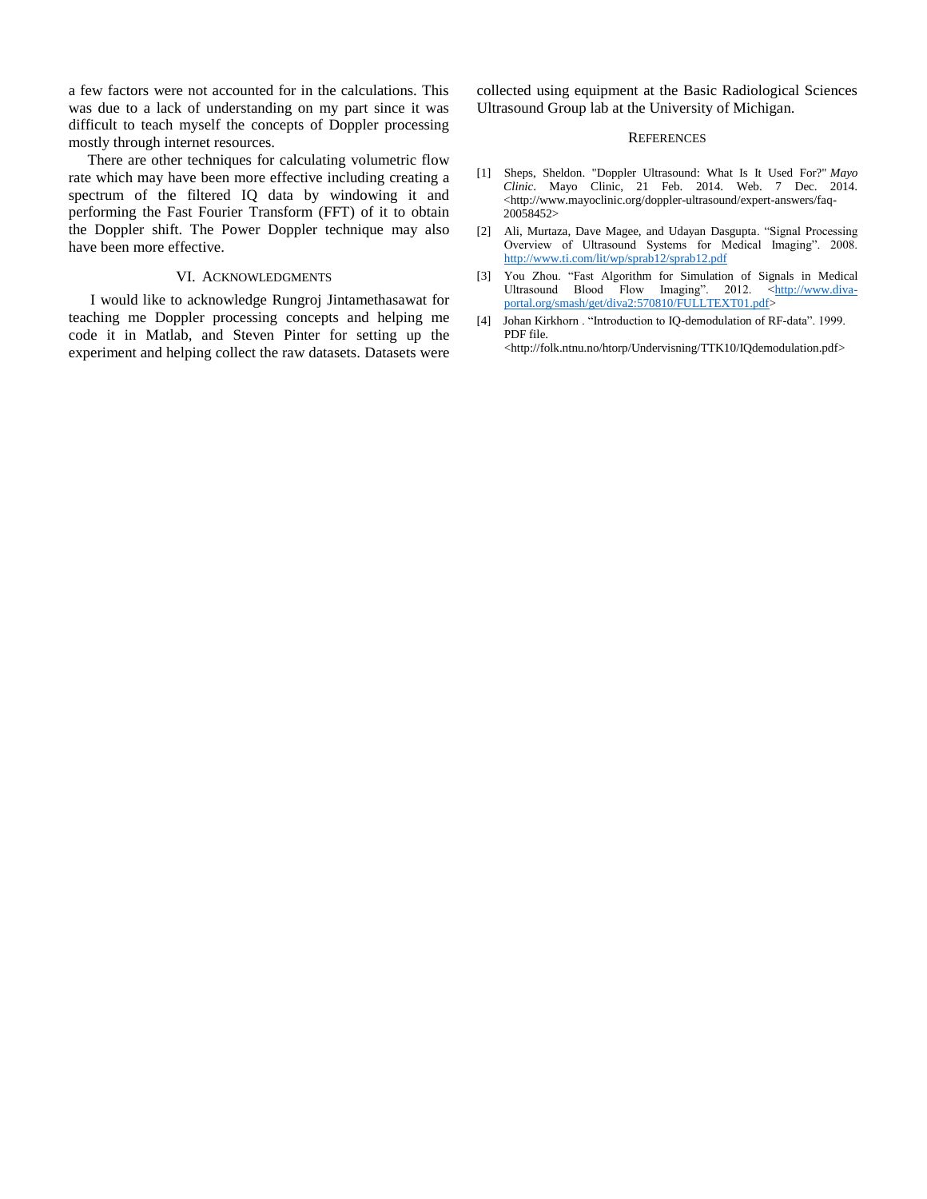a few factors were not accounted for in the calculations. This was due to a lack of understanding on my part since it was difficult to teach myself the concepts of Doppler processing mostly through internet resources.

There are other techniques for calculating volumetric flow rate which may have been more effective including creating a spectrum of the filtered IQ data by windowing it and performing the Fast Fourier Transform (FFT) of it to obtain the Doppler shift. The Power Doppler technique may also have been more effective.

## VI. Acknowledgments

I would like to acknowledge Rungroj Jintamethasawat for teaching me Doppler processing concepts and helping me code it in Matlab, and Steven Pinter for setting up the experiment and helping collect the raw datasets. Datasets were collected using equipment at the Basic Radiological Sciences Ultrasound Group lab at the University of Michigan.

## References

[1] Sheps, Sheldon. "Doppler Ultrasound: What Is It Used For?" *Mayo Clinic*. Mayo Clinic, 21 Feb. 2014. Web. 7 Dec. 2014. <http://www.mayoclinic.org/doppler-ultrasound/expert-answers/faq-20058452>

[2] Ali, Murtaza, Dave Magee, and Udayan Dasgupta. "Signal Processing Overview of Ultrasound Systems for Medical Imaging". 2008. http://www.ti.com/lit/wp/sprab12/sprab12.pdf

[3] You Zhou. "Fast Algorithm for Simulation of Signals in Medical Ultrasound Blood Flow Imaging". 2012. <http://www.diva-portal.org/smash/get/diva2:570810/FULLTEXT01.pdf>

[4] Johan Kirkhorn . "Introduction to IQ-demodulation of RF-data". 1999. PDF file. <http://folk.ntnu.no/htorp/Undervisning/TTK10/IQdemodulation.pdf>